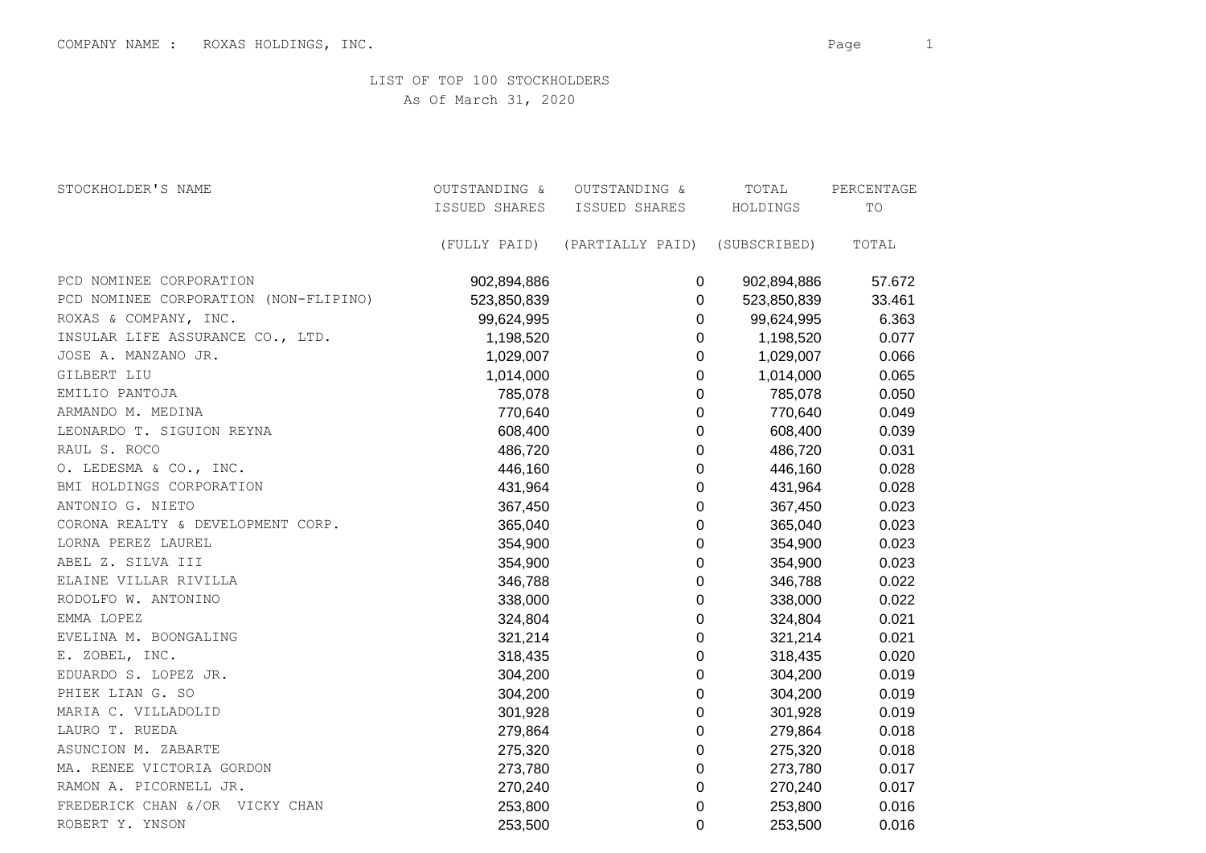COMPANY NAME : ROXAS HOLDINGS, INC.

LIST OF TOP 100 STOCKHOLDERS

As Of March 31, 2020

| STOCKHOLDER'S NAME | OUTSTANDING & ISSUED SHARES (FULLY PAID) | OUTSTANDING & ISSUED SHARES (PARTIALLY PAID) | TOTAL HOLDINGS (SUBSCRIBED) | PERCENTAGE TO TOTAL |
|---|---|---|---|---|
| PCD NOMINEE CORPORATION | 902,894,886 | 0 | 902,894,886 | 57.672 |
| PCD NOMINEE CORPORATION (NON-FLIPINO) | 523,850,839 | 0 | 523,850,839 | 33.461 |
| ROXAS & COMPANY, INC. | 99,624,995 | 0 | 99,624,995 | 6.363 |
| INSULAR LIFE ASSURANCE CO., LTD. | 1,198,520 | 0 | 1,198,520 | 0.077 |
| JOSE A. MANZANO JR. | 1,029,007 | 0 | 1,029,007 | 0.066 |
| GILBERT LIU | 1,014,000 | 0 | 1,014,000 | 0.065 |
| EMILIO PANTOJA | 785,078 | 0 | 785,078 | 0.050 |
| ARMANDO M. MEDINA | 770,640 | 0 | 770,640 | 0.049 |
| LEONARDO T. SIGUION REYNA | 608,400 | 0 | 608,400 | 0.039 |
| RAUL S. ROCO | 486,720 | 0 | 486,720 | 0.031 |
| O. LEDESMA & CO., INC. | 446,160 | 0 | 446,160 | 0.028 |
| BMI HOLDINGS CORPORATION | 431,964 | 0 | 431,964 | 0.028 |
| ANTONIO G. NIETO | 367,450 | 0 | 367,450 | 0.023 |
| CORONA REALTY & DEVELOPMENT CORP. | 365,040 | 0 | 365,040 | 0.023 |
| LORNA PEREZ LAUREL | 354,900 | 0 | 354,900 | 0.023 |
| ABEL Z. SILVA III | 354,900 | 0 | 354,900 | 0.023 |
| ELAINE VILLAR RIVILLA | 346,788 | 0 | 346,788 | 0.022 |
| RODOLFO W. ANTONINO | 338,000 | 0 | 338,000 | 0.022 |
| EMMA LOPEZ | 324,804 | 0 | 324,804 | 0.021 |
| EVELINA M. BOONGALING | 321,214 | 0 | 321,214 | 0.021 |
| E. ZOBEL, INC. | 318,435 | 0 | 318,435 | 0.020 |
| EDUARDO S. LOPEZ JR. | 304,200 | 0 | 304,200 | 0.019 |
| PHIEK LIAN G. SO | 304,200 | 0 | 304,200 | 0.019 |
| MARIA C. VILLADOLID | 301,928 | 0 | 301,928 | 0.019 |
| LAURO T. RUEDA | 279,864 | 0 | 279,864 | 0.018 |
| ASUNCION M. ZABARTE | 275,320 | 0 | 275,320 | 0.018 |
| MA. RENEE VICTORIA GORDON | 273,780 | 0 | 273,780 | 0.017 |
| RAMON A. PICORNELL JR. | 270,240 | 0 | 270,240 | 0.017 |
| FREDERICK CHAN &/OR VICKY CHAN | 253,800 | 0 | 253,800 | 0.016 |
| ROBERT Y. YNSON | 253,500 | 0 | 253,500 | 0.016 |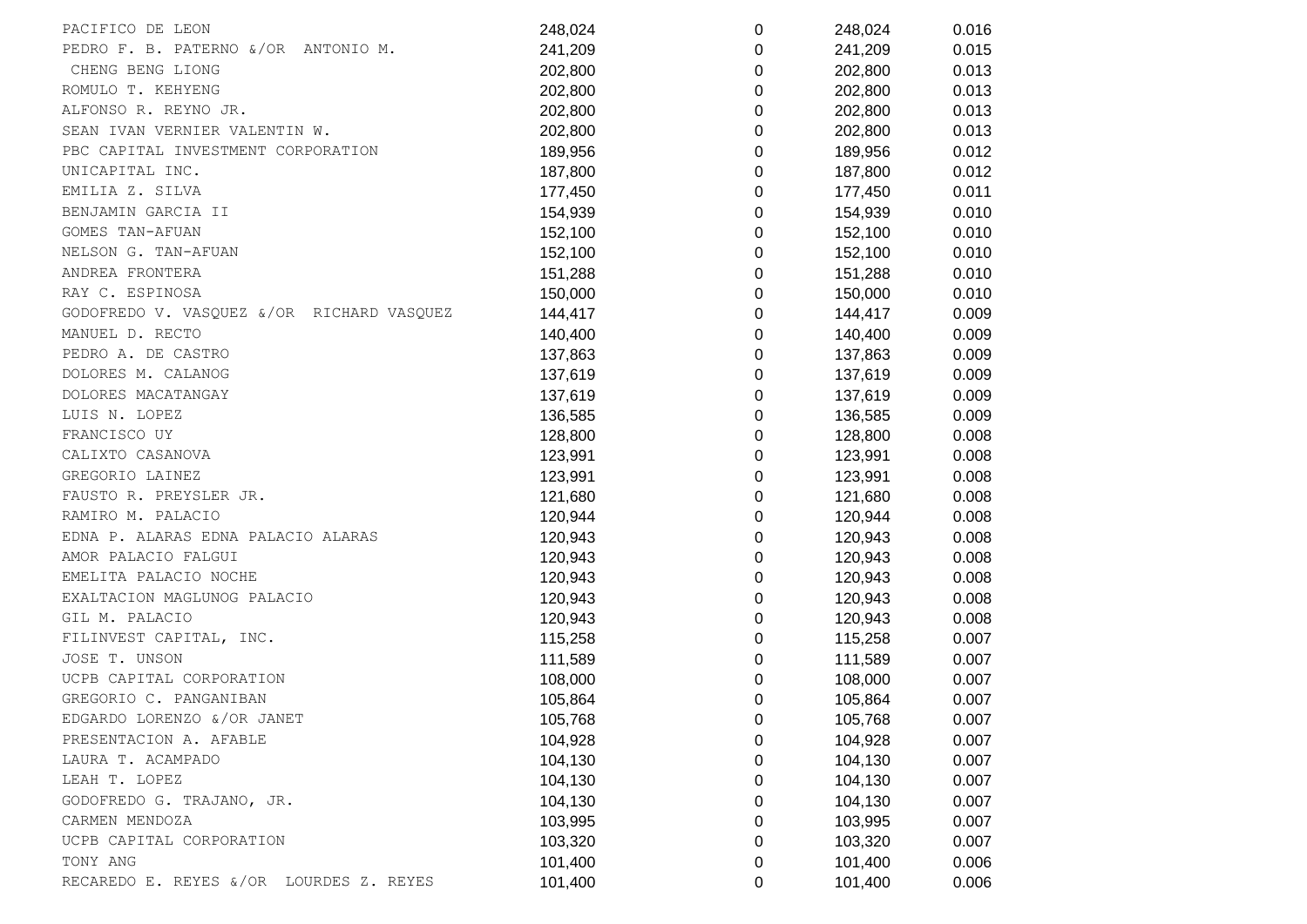| | | | | |
|---|---|---|---|---|
| PACIFICO DE LEON | 248,024 | 0 | 248,024 | 0.016 |
| PEDRO F. B. PATERNO &/OR ANTONIO M. | 241,209 | 0 | 241,209 | 0.015 |
| CHENG BENG LIONG | 202,800 | 0 | 202,800 | 0.013 |
| ROMULO T. KEHYENG | 202,800 | 0 | 202,800 | 0.013 |
| ALFONSO R. REYNO JR. | 202,800 | 0 | 202,800 | 0.013 |
| SEAN IVAN VERNIER VALENTIN W. | 202,800 | 0 | 202,800 | 0.013 |
| PBC CAPITAL INVESTMENT CORPORATION | 189,956 | 0 | 189,956 | 0.012 |
| UNICAPITAL INC. | 187,800 | 0 | 187,800 | 0.012 |
| EMILIA Z. SILVA | 177,450 | 0 | 177,450 | 0.011 |
| BENJAMIN GARCIA II | 154,939 | 0 | 154,939 | 0.010 |
| GOMES TAN-AFUAN | 152,100 | 0 | 152,100 | 0.010 |
| NELSON G. TAN-AFUAN | 152,100 | 0 | 152,100 | 0.010 |
| ANDREA FRONTERA | 151,288 | 0 | 151,288 | 0.010 |
| RAY C. ESPINOSA | 150,000 | 0 | 150,000 | 0.010 |
| GODOFREDO V. VASQUEZ &/OR RICHARD VASQUEZ | 144,417 | 0 | 144,417 | 0.009 |
| MANUEL D. RECTO | 140,400 | 0 | 140,400 | 0.009 |
| PEDRO A. DE CASTRO | 137,863 | 0 | 137,863 | 0.009 |
| DOLORES M. CALANOG | 137,619 | 0 | 137,619 | 0.009 |
| DOLORES MACATANGAY | 137,619 | 0 | 137,619 | 0.009 |
| LUIS N. LOPEZ | 136,585 | 0 | 136,585 | 0.009 |
| FRANCISCO UY | 128,800 | 0 | 128,800 | 0.008 |
| CALIXTO CASANOVA | 123,991 | 0 | 123,991 | 0.008 |
| GREGORIO LAINEZ | 123,991 | 0 | 123,991 | 0.008 |
| FAUSTO R. PREYSLER JR. | 121,680 | 0 | 121,680 | 0.008 |
| RAMIRO M. PALACIO | 120,944 | 0 | 120,944 | 0.008 |
| EDNA P. ALARAS EDNA PALACIO ALARAS | 120,943 | 0 | 120,943 | 0.008 |
| AMOR PALACIO FALGUI | 120,943 | 0 | 120,943 | 0.008 |
| EMELITA PALACIO NOCHE | 120,943 | 0 | 120,943 | 0.008 |
| EXALTACION MAGLUNOG PALACIO | 120,943 | 0 | 120,943 | 0.008 |
| GIL M. PALACIO | 120,943 | 0 | 120,943 | 0.008 |
| FILINVEST CAPITAL, INC. | 115,258 | 0 | 115,258 | 0.007 |
| JOSE T. UNSON | 111,589 | 0 | 111,589 | 0.007 |
| UCPB CAPITAL CORPORATION | 108,000 | 0 | 108,000 | 0.007 |
| GREGORIO C. PANGANIBAN | 105,864 | 0 | 105,864 | 0.007 |
| EDGARDO LORENZO &/OR JANET | 105,768 | 0 | 105,768 | 0.007 |
| PRESENTACION A. AFABLE | 104,928 | 0 | 104,928 | 0.007 |
| LAURA T. ACAMPADO | 104,130 | 0 | 104,130 | 0.007 |
| LEAH T. LOPEZ | 104,130 | 0 | 104,130 | 0.007 |
| GODOFREDO G. TRAJANO, JR. | 104,130 | 0 | 104,130 | 0.007 |
| CARMEN MENDOZA | 103,995 | 0 | 103,995 | 0.007 |
| UCPB CAPITAL CORPORATION | 103,320 | 0 | 103,320 | 0.007 |
| TONY ANG | 101,400 | 0 | 101,400 | 0.006 |
| RECAREDO E. REYES &/OR LOURDES Z. REYES | 101,400 | 0 | 101,400 | 0.006 |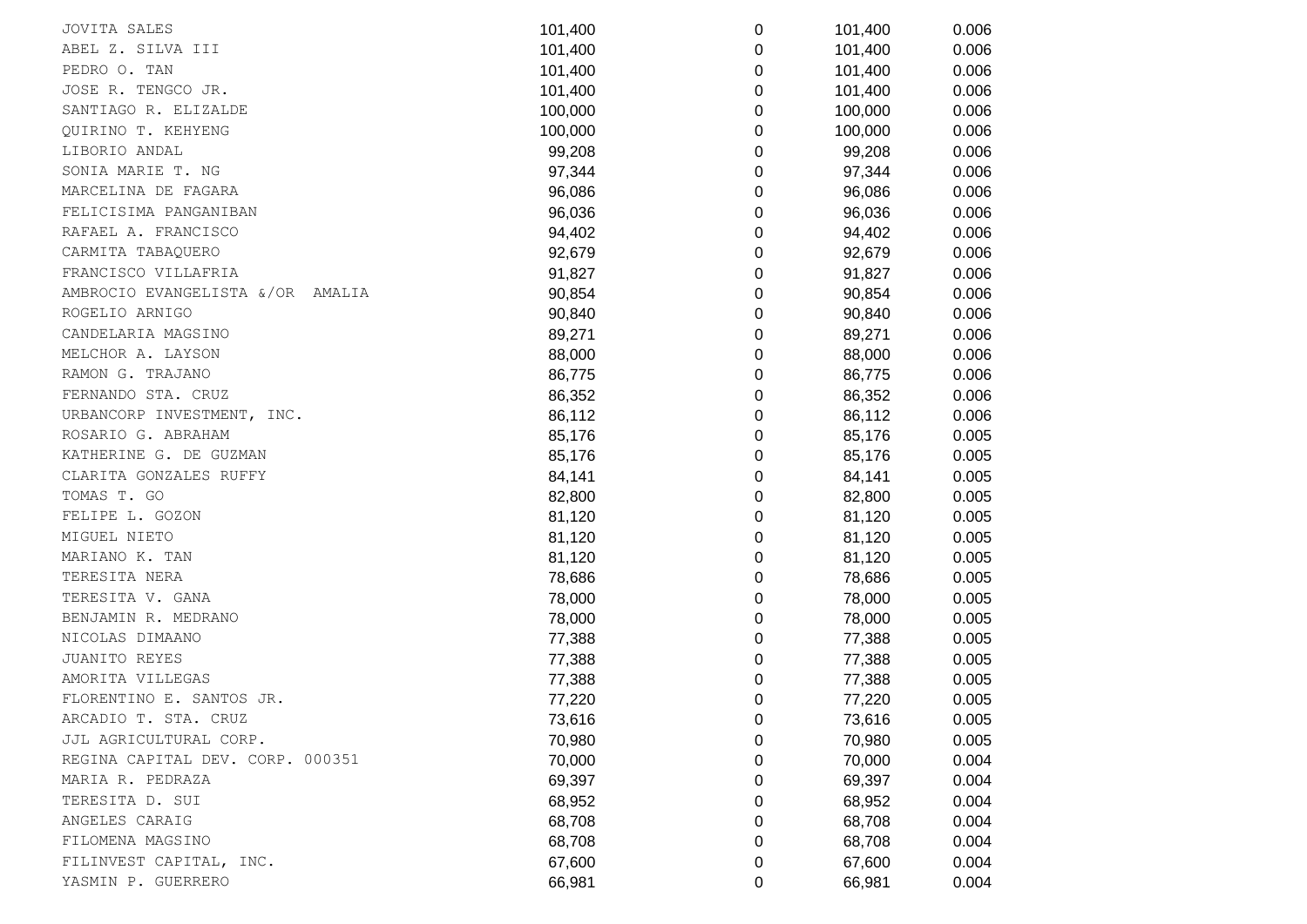| | | | | |
|---|---|---|---|---|
| JOVITA SALES | 101,400 | 0 | 101,400 | 0.006 |
| ABEL Z. SILVA III | 101,400 | 0 | 101,400 | 0.006 |
| PEDRO O. TAN | 101,400 | 0 | 101,400 | 0.006 |
| JOSE R. TENGCO JR. | 101,400 | 0 | 101,400 | 0.006 |
| SANTIAGO R. ELIZALDE | 100,000 | 0 | 100,000 | 0.006 |
| QUIRINO T. KEHYENG | 100,000 | 0 | 100,000 | 0.006 |
| LIBORIO ANDAL | 99,208 | 0 | 99,208 | 0.006 |
| SONIA MARIE T. NG | 97,344 | 0 | 97,344 | 0.006 |
| MARCELINA DE FAGARA | 96,086 | 0 | 96,086 | 0.006 |
| FELICISIMA PANGANIBAN | 96,036 | 0 | 96,036 | 0.006 |
| RAFAEL A. FRANCISCO | 94,402 | 0 | 94,402 | 0.006 |
| CARMITA TABAQUERO | 92,679 | 0 | 92,679 | 0.006 |
| FRANCISCO VILLAFRIA | 91,827 | 0 | 91,827 | 0.006 |
| AMBROCIO EVANGELISTA &/OR AMALIA | 90,854 | 0 | 90,854 | 0.006 |
| ROGELIO ARNIGO | 90,840 | 0 | 90,840 | 0.006 |
| CANDELARIA MAGSINO | 89,271 | 0 | 89,271 | 0.006 |
| MELCHOR A. LAYSON | 88,000 | 0 | 88,000 | 0.006 |
| RAMON G. TRAJANO | 86,775 | 0 | 86,775 | 0.006 |
| FERNANDO STA. CRUZ | 86,352 | 0 | 86,352 | 0.006 |
| URBANCORP INVESTMENT, INC. | 86,112 | 0 | 86,112 | 0.006 |
| ROSARIO G. ABRAHAM | 85,176 | 0 | 85,176 | 0.005 |
| KATHERINE G. DE GUZMAN | 85,176 | 0 | 85,176 | 0.005 |
| CLARITA GONZALES RUFFY | 84,141 | 0 | 84,141 | 0.005 |
| TOMAS T. GO | 82,800 | 0 | 82,800 | 0.005 |
| FELIPE L. GOZON | 81,120 | 0 | 81,120 | 0.005 |
| MIGUEL NIETO | 81,120 | 0 | 81,120 | 0.005 |
| MARIANO K. TAN | 81,120 | 0 | 81,120 | 0.005 |
| TERESITA NERA | 78,686 | 0 | 78,686 | 0.005 |
| TERESITA V. GANA | 78,000 | 0 | 78,000 | 0.005 |
| BENJAMIN R. MEDRANO | 78,000 | 0 | 78,000 | 0.005 |
| NICOLAS DIMAANO | 77,388 | 0 | 77,388 | 0.005 |
| JUANITO REYES | 77,388 | 0 | 77,388 | 0.005 |
| AMORITA VILLEGAS | 77,388 | 0 | 77,388 | 0.005 |
| FLORENTINO E. SANTOS JR. | 77,220 | 0 | 77,220 | 0.005 |
| ARCADIO T. STA. CRUZ | 73,616 | 0 | 73,616 | 0.005 |
| JJL AGRICULTURAL CORP. | 70,980 | 0 | 70,980 | 0.005 |
| REGINA CAPITAL DEV. CORP. 000351 | 70,000 | 0 | 70,000 | 0.004 |
| MARIA R. PEDRAZA | 69,397 | 0 | 69,397 | 0.004 |
| TERESITA D. SUI | 68,952 | 0 | 68,952 | 0.004 |
| ANGELES CARAIG | 68,708 | 0 | 68,708 | 0.004 |
| FILOMENA MAGSINO | 68,708 | 0 | 68,708 | 0.004 |
| FILINVEST CAPITAL, INC. | 67,600 | 0 | 67,600 | 0.004 |
| YASMIN P. GUERRERO | 66,981 | 0 | 66,981 | 0.004 |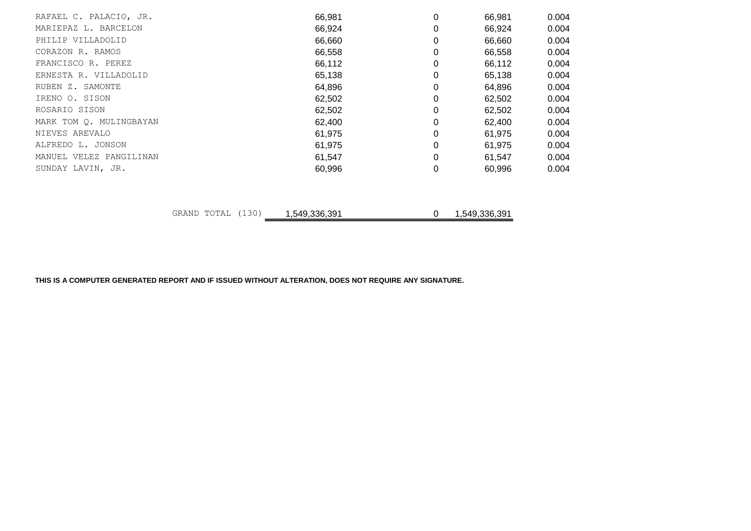| | | | | |
|---|---|---|---|---|
| RAFAEL C. PALACIO, JR. | 66,981 | 0 | 66,981 | 0.004 |
| MARIEPAZ L. BARCELON | 66,924 | 0 | 66,924 | 0.004 |
| PHILIP VILLADOLID | 66,660 | 0 | 66,660 | 0.004 |
| CORAZON R. RAMOS | 66,558 | 0 | 66,558 | 0.004 |
| FRANCISCO R. PEREZ | 66,112 | 0 | 66,112 | 0.004 |
| ERNESTA R. VILLADOLID | 65,138 | 0 | 65,138 | 0.004 |
| RUBEN Z. SAMONTE | 64,896 | 0 | 64,896 | 0.004 |
| IRENO O. SISON | 62,502 | 0 | 62,502 | 0.004 |
| ROSARIO SISON | 62,502 | 0 | 62,502 | 0.004 |
| MARK TOM Q. MULINGBAYAN | 62,400 | 0 | 62,400 | 0.004 |
| NIEVES AREVALO | 61,975 | 0 | 61,975 | 0.004 |
| ALFREDO L. JONSON | 61,975 | 0 | 61,975 | 0.004 |
| MANUEL VELEZ PANGILINAN | 61,547 | 0 | 61,547 | 0.004 |
| SUNDAY LAVIN, JR. | 60,996 | 0 | 60,996 | 0.004 |
| GRAND TOTAL (130) | 1,549,336,391 | 0 | 1,549,336,391 | |

**THIS IS A COMPUTER GENERATED REPORT AND IF ISSUED WITHOUT ALTERATION, DOES NOT REQUIRE ANY SIGNATURE.**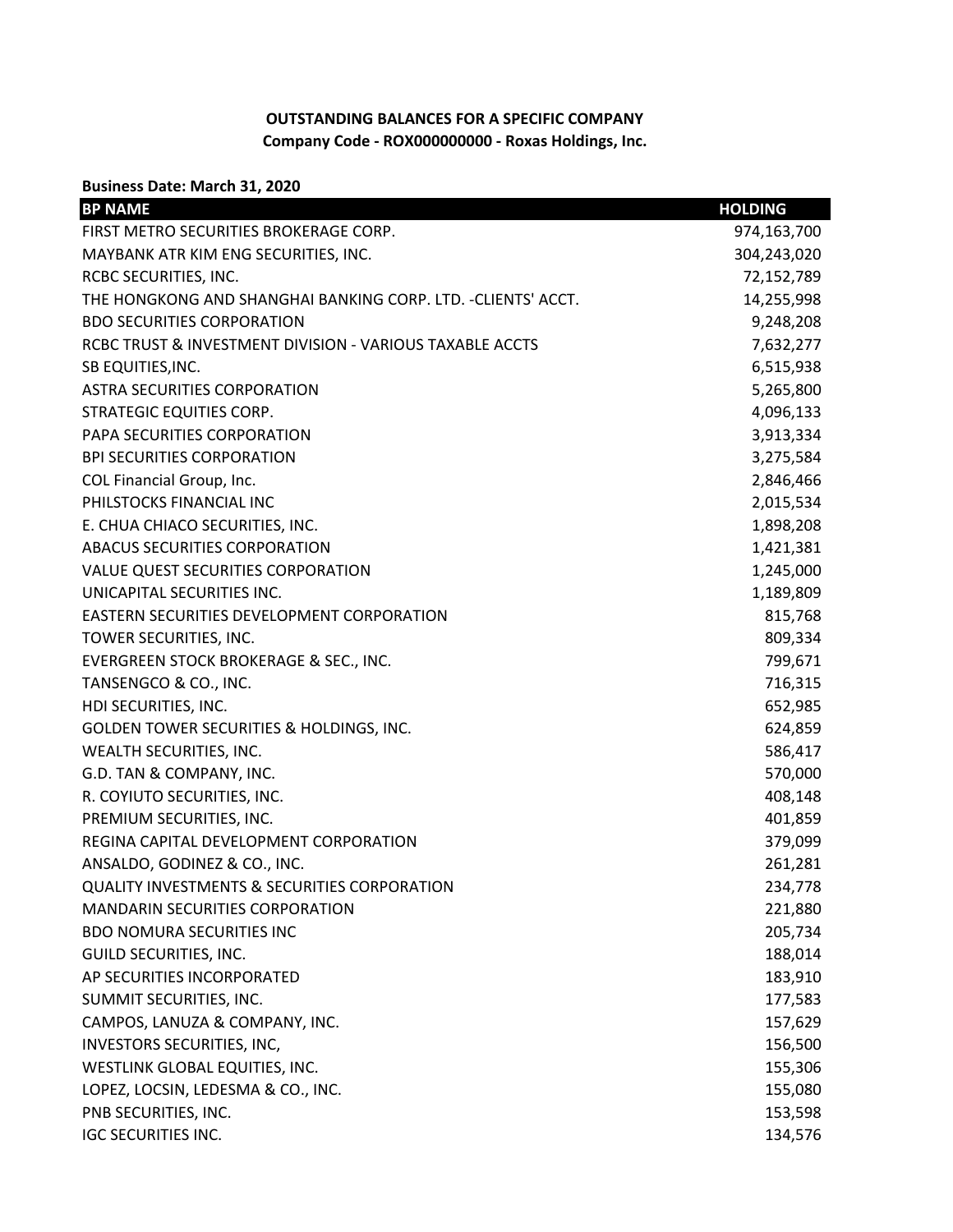**OUTSTANDING BALANCES FOR A SPECIFIC COMPANY**
**Company Code - ROX000000000 - Roxas Holdings, Inc.**

**Business Date: March 31, 2020**

| BP NAME | HOLDING |
|---|---|
| FIRST METRO SECURITIES BROKERAGE CORP. | 974,163,700 |
| MAYBANK ATR KIM ENG SECURITIES, INC. | 304,243,020 |
| RCBC SECURITIES, INC. | 72,152,789 |
| THE HONGKONG AND SHANGHAI BANKING CORP. LTD. -CLIENTS' ACCT. | 14,255,998 |
| BDO SECURITIES CORPORATION | 9,248,208 |
| RCBC TRUST & INVESTMENT DIVISION - VARIOUS TAXABLE ACCTS | 7,632,277 |
| SB EQUITIES,INC. | 6,515,938 |
| ASTRA SECURITIES CORPORATION | 5,265,800 |
| STRATEGIC EQUITIES CORP. | 4,096,133 |
| PAPA SECURITIES CORPORATION | 3,913,334 |
| BPI SECURITIES CORPORATION | 3,275,584 |
| COL Financial Group, Inc. | 2,846,466 |
| PHILSTOCKS FINANCIAL INC | 2,015,534 |
| E. CHUA CHIACO SECURITIES, INC. | 1,898,208 |
| ABACUS SECURITIES CORPORATION | 1,421,381 |
| VALUE QUEST SECURITIES CORPORATION | 1,245,000 |
| UNICAPITAL SECURITIES INC. | 1,189,809 |
| EASTERN SECURITIES DEVELOPMENT CORPORATION | 815,768 |
| TOWER SECURITIES, INC. | 809,334 |
| EVERGREEN STOCK BROKERAGE & SEC., INC. | 799,671 |
| TANSENGCO & CO., INC. | 716,315 |
| HDI SECURITIES, INC. | 652,985 |
| GOLDEN TOWER SECURITIES & HOLDINGS, INC. | 624,859 |
| WEALTH SECURITIES, INC. | 586,417 |
| G.D. TAN & COMPANY, INC. | 570,000 |
| R. COYIUTO SECURITIES, INC. | 408,148 |
| PREMIUM SECURITIES, INC. | 401,859 |
| REGINA CAPITAL DEVELOPMENT CORPORATION | 379,099 |
| ANSALDO, GODINEZ & CO., INC. | 261,281 |
| QUALITY INVESTMENTS & SECURITIES CORPORATION | 234,778 |
| MANDARIN SECURITIES CORPORATION | 221,880 |
| BDO NOMURA SECURITIES INC | 205,734 |
| GUILD SECURITIES, INC. | 188,014 |
| AP SECURITIES INCORPORATED | 183,910 |
| SUMMIT SECURITIES, INC. | 177,583 |
| CAMPOS, LANUZA & COMPANY, INC. | 157,629 |
| INVESTORS SECURITIES, INC, | 156,500 |
| WESTLINK GLOBAL EQUITIES, INC. | 155,306 |
| LOPEZ, LOCSIN, LEDESMA & CO., INC. | 155,080 |
| PNB SECURITIES, INC. | 153,598 |
| IGC SECURITIES INC. | 134,576 |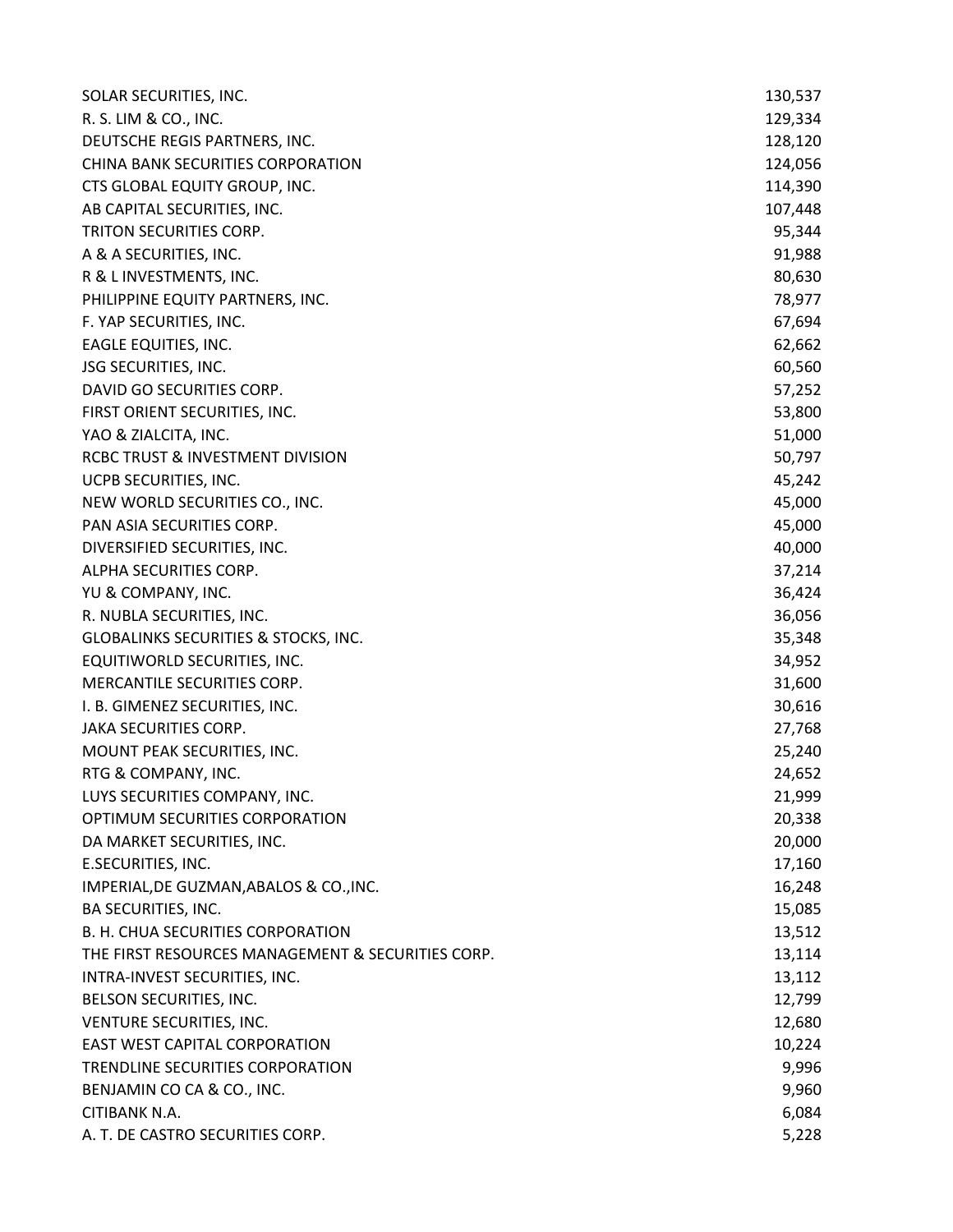| | |
|---|---|
| SOLAR SECURITIES, INC. | 130,537 |
| R. S. LIM & CO., INC. | 129,334 |
| DEUTSCHE REGIS PARTNERS, INC. | 128,120 |
| CHINA BANK SECURITIES CORPORATION | 124,056 |
| CTS GLOBAL EQUITY GROUP, INC. | 114,390 |
| AB CAPITAL SECURITIES, INC. | 107,448 |
| TRITON SECURITIES CORP. | 95,344 |
| A & A SECURITIES, INC. | 91,988 |
| R & L INVESTMENTS, INC. | 80,630 |
| PHILIPPINE EQUITY PARTNERS, INC. | 78,977 |
| F. YAP SECURITIES, INC. | 67,694 |
| EAGLE EQUITIES, INC. | 62,662 |
| JSG SECURITIES, INC. | 60,560 |
| DAVID GO SECURITIES CORP. | 57,252 |
| FIRST ORIENT SECURITIES, INC. | 53,800 |
| YAO & ZIALCITA, INC. | 51,000 |
| RCBC TRUST & INVESTMENT DIVISION | 50,797 |
| UCPB SECURITIES, INC. | 45,242 |
| NEW WORLD SECURITIES CO., INC. | 45,000 |
| PAN ASIA SECURITIES CORP. | 45,000 |
| DIVERSIFIED SECURITIES, INC. | 40,000 |
| ALPHA SECURITIES CORP. | 37,214 |
| YU & COMPANY, INC. | 36,424 |
| R. NUBLA SECURITIES, INC. | 36,056 |
| GLOBALINKS SECURITIES & STOCKS, INC. | 35,348 |
| EQUITIWORLD SECURITIES, INC. | 34,952 |
| MERCANTILE SECURITIES CORP. | 31,600 |
| I. B. GIMENEZ SECURITIES, INC. | 30,616 |
| JAKA SECURITIES CORP. | 27,768 |
| MOUNT PEAK SECURITIES, INC. | 25,240 |
| RTG & COMPANY, INC. | 24,652 |
| LUYS SECURITIES COMPANY, INC. | 21,999 |
| OPTIMUM SECURITIES CORPORATION | 20,338 |
| DA MARKET SECURITIES, INC. | 20,000 |
| E.SECURITIES, INC. | 17,160 |
| IMPERIAL,DE GUZMAN,ABALOS & CO.,INC. | 16,248 |
| BA SECURITIES, INC. | 15,085 |
| B. H. CHUA SECURITIES CORPORATION | 13,512 |
| THE FIRST RESOURCES MANAGEMENT & SECURITIES CORP. | 13,114 |
| INTRA-INVEST SECURITIES, INC. | 13,112 |
| BELSON SECURITIES, INC. | 12,799 |
| VENTURE SECURITIES, INC. | 12,680 |
| EAST WEST CAPITAL CORPORATION | 10,224 |
| TRENDLINE SECURITIES CORPORATION | 9,996 |
| BENJAMIN CO CA & CO., INC. | 9,960 |
| CITIBANK N.A. | 6,084 |
| A. T. DE CASTRO SECURITIES CORP. | 5,228 |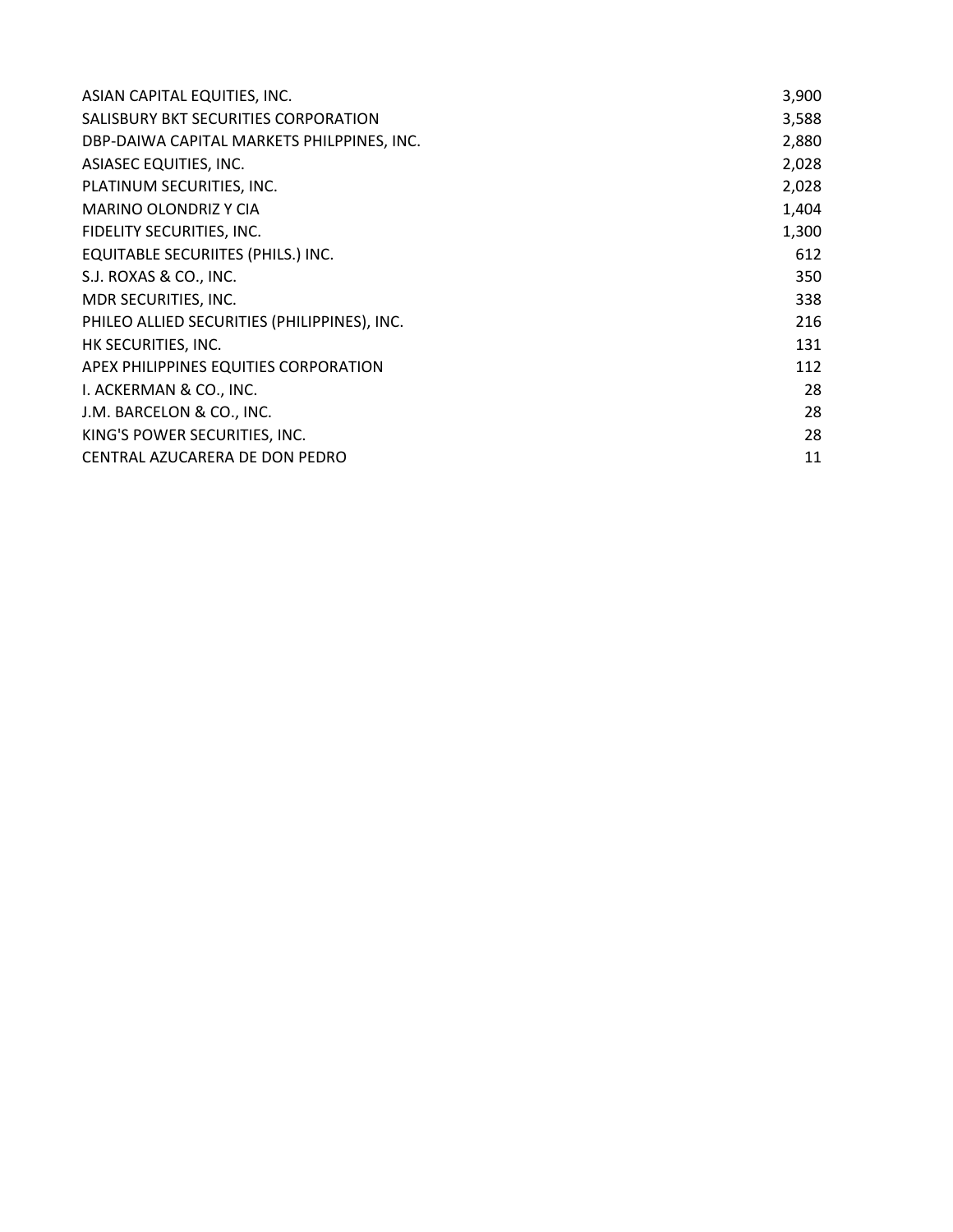| | |
|---|---|
| ASIAN CAPITAL EQUITIES, INC. | 3,900 |
| SALISBURY BKT SECURITIES CORPORATION | 3,588 |
| DBP-DAIWA CAPITAL MARKETS PHILPPINES, INC. | 2,880 |
| ASIASEC EQUITIES, INC. | 2,028 |
| PLATINUM SECURITIES, INC. | 2,028 |
| MARINO OLONDRIZ Y CIA | 1,404 |
| FIDELITY SECURITIES, INC. | 1,300 |
| EQUITABLE SECURIITES (PHILS.) INC. | 612 |
| S.J. ROXAS & CO., INC. | 350 |
| MDR SECURITIES, INC. | 338 |
| PHILEO ALLIED SECURITIES (PHILIPPINES), INC. | 216 |
| HK SECURITIES, INC. | 131 |
| APEX PHILIPPINES EQUITIES CORPORATION | 112 |
| I. ACKERMAN & CO., INC. | 28 |
| J.M. BARCELON & CO., INC. | 28 |
| KING'S POWER SECURITIES, INC. | 28 |
| CENTRAL AZUCARERA DE DON PEDRO | 11 |